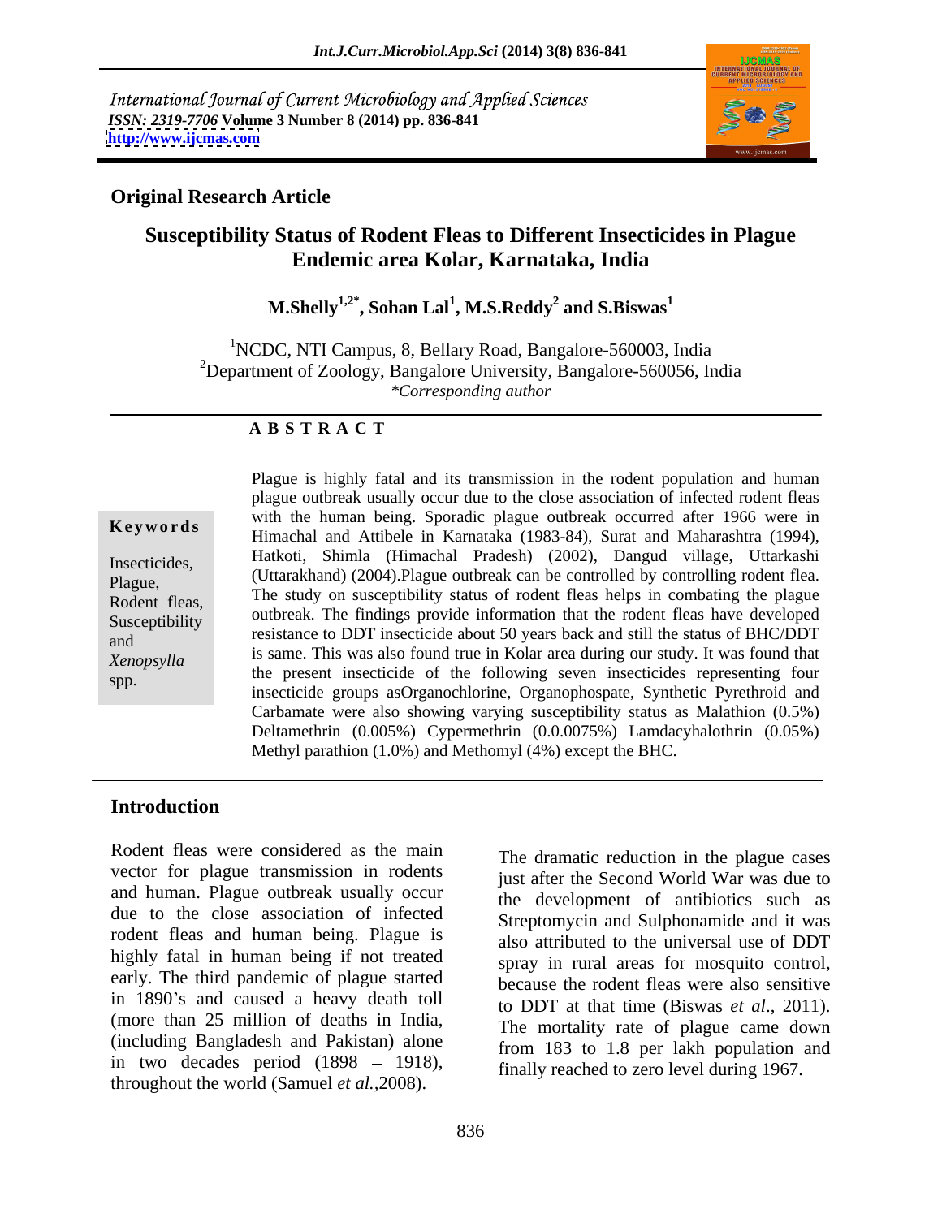International Journal of Current Microbiology and Applied Sciences
*ISSN: 2319-7706* **Volume 3 Number 8 (2014) pp. 836-841**
**http://www.ijcmas.com**

**Original Research Article**

# Susceptibility Status of Rodent Fleas to Different Insecticides in Plague Endemic area Kolar, Karnataka, India

**M.Shelly[1,2*], Sohan Lal[1], M.S.Reddy[2] and S.Biswas[1]**

[1]NCDC, NTI Campus, 8, Bellary Road, Bangalore-560003, India
[2]Department of Zoology, Bangalore University, Bangalore-560056, India
*\*Corresponding author*

**A B S T R A C T**

**Keywords**

Insecticides, Plague, Rodent fleas, Susceptibility and *Xenopsylla* spp.

Plague is highly fatal and its transmission in the rodent population and human plague outbreak usually occur due to the close association of infected rodent fleas with the human being. Sporadic plague outbreak occurred after 1966 were in Himachal and Attibele in Karnataka (1983-84), Surat and Maharashtra (1994), Hatkoti, Shimla (Himachal Pradesh) (2002), Dangud village, Uttarkashi (Uttarakhand) (2004).Plague outbreak can be controlled by controlling rodent flea. The study on susceptibility status of rodent fleas helps in combating the plague outbreak. The findings provide information that the rodent fleas have developed resistance to DDT insecticide about 50 years back and still the status of BHC/DDT is same. This was also found true in Kolar area during our study. It was found that the present insecticide of the following seven insecticides representing four insecticide groups asOrganochlorine, Organophospate, Synthetic Pyrethroid and Carbamate were also showing varying susceptibility status as Malathion (0.5%) Deltamethrin (0.005%) Cypermethrin (0.0.0075%) Lamdacyhalothrin (0.05%) Methyl parathion (1.0%) and Methomyl (4%) except the BHC.

## Introduction

Rodent fleas were considered as the main vector for plague transmission in rodents and human. Plague outbreak usually occur due to the close association of infected rodent fleas and human being. Plague is highly fatal in human being if not treated early. The third pandemic of plague started in 1890's and caused a heavy death toll (more than 25 million of deaths in India, (including Bangladesh and Pakistan) alone in two decades period (1898 – 1918), throughout the world (Samuel *et al.,*2008).

The dramatic reduction in the plague cases just after the Second World War was due to the development of antibiotics such as Streptomycin and Sulphonamide and it was also attributed to the universal use of DDT spray in rural areas for mosquito control, because the rodent fleas were also sensitive to DDT at that time (Biswas *et al*., 2011). The mortality rate of plague came down from 183 to 1.8 per lakh population and finally reached to zero level during 1967.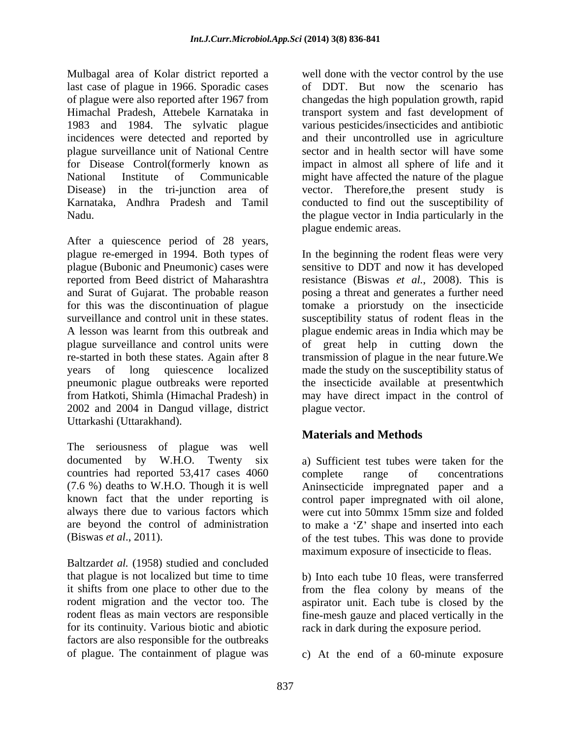Mulbagal area of Kolar district reported a last case of plague in 1966. Sporadic cases of plague were also reported after 1967 from Himachal Pradesh, Attebele Karnataka in 1983 and 1984. The sylvatic plague incidences were detected and reported by plague surveillance unit of National Centre for Disease Control(formerly known as National Institute of Communicable Disease) in the tri-junction area of Karnataka, Andhra Pradesh and Tamil Nadu.

After a quiescence period of 28 years, plague re-emerged in 1994. Both types of plague (Bubonic and Pneumonic) cases were reported from Beed district of Maharashtra and Surat of Gujarat. The probable reason for this was the discontinuation of plague surveillance and control unit in these states. A lesson was learnt from this outbreak and plague surveillance and control units were re-started in both these states. Again after 8 years of long quiescence localized pneumonic plague outbreaks were reported from Hatkoti, Shimla (Himachal Pradesh) in 2002 and 2004 in Dangud village, district Uttarkashi (Uttarakhand).

The seriousness of plague was well documented by W.H.O. Twenty six countries had reported 53,417 cases 4060 (7.6 %) deaths to W.H.O. Though it is well known fact that the under reporting is always there due to various factors which are beyond the control of administration (Biswas *et al*., 2011).

Baltzard*et al.* (1958) studied and concluded that plague is not localized but time to time it shifts from one place to other due to the rodent migration and the vector too. The rodent fleas as main vectors are responsible for its continuity. Various biotic and abiotic factors are also responsible for the outbreaks of plague. The containment of plague was well done with the vector control by the use of DDT. But now the scenario has changedas the high population growth, rapid transport system and fast development of various pesticides/insecticides and antibiotic and their uncontrolled use in agriculture sector and in health sector will have some impact in almost all sphere of life and it might have affected the nature of the plague vector. Therefore,the present study is conducted to find out the susceptibility of the plague vector in India particularly in the plague endemic areas.

In the beginning the rodent fleas were very sensitive to DDT and now it has developed resistance (Biswas *et al.*, 2008). This is posing a threat and generates a further need tomake a priorstudy on the insecticide susceptibility status of rodent fleas in the plague endemic areas in India which may be of great help in cutting down the transmission of plague in the near future.We made the study on the susceptibility status of the insecticide available at presentwhich may have direct impact in the control of plague vector.

## Materials and Methods

a) Sufficient test tubes were taken for the complete range of concentrations Aninsecticide impregnated paper and a control paper impregnated with oil alone, were cut into 50mmx 15mm size and folded to make a 'Z' shape and inserted into each of the test tubes. This was done to provide maximum exposure of insecticide to fleas.

b) Into each tube 10 fleas, were transferred from the flea colony by means of the aspirator unit. Each tube is closed by the fine-mesh gauze and placed vertically in the rack in dark during the exposure period.

c) At the end of a 60-minute exposure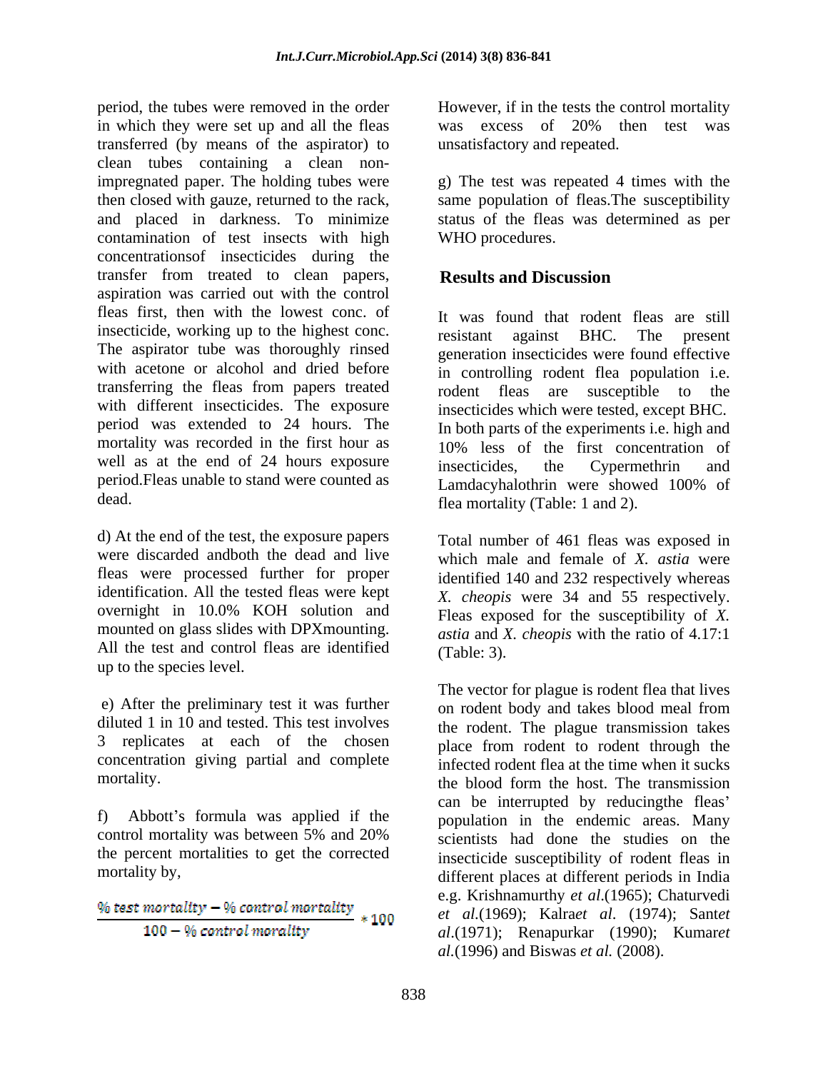period, the tubes were removed in the order in which they were set up and all the fleas transferred (by means of the aspirator) to clean tubes containing a clean non-impregnated paper. The holding tubes were then closed with gauze, returned to the rack, and placed in darkness. To minimize contamination of test insects with high concentrationsof insecticides during the transfer from treated to clean papers, aspiration was carried out with the control fleas first, then with the lowest conc. of insecticide, working up to the highest conc. The aspirator tube was thoroughly rinsed with acetone or alcohol and dried before transferring the fleas from papers treated with different insecticides. The exposure period was extended to 24 hours. The mortality was recorded in the first hour as well as at the end of 24 hours exposure period.Fleas unable to stand were counted as dead.

d) At the end of the test, the exposure papers were discarded andboth the dead and live fleas were processed further for proper identification. All the tested fleas were kept overnight in 10.0% KOH solution and mounted on glass slides with DPXmounting. All the test and control fleas are identified up to the species level.

e) After the preliminary test it was further diluted 1 in 10 and tested. This test involves 3 replicates at each of the chosen concentration giving partial and complete mortality.

f) Abbott's formula was applied if the control mortality was between 5% and 20% the percent mortalities to get the corrected mortality by,

$$\frac{\%\ test\ mortality - \%\ control\ mortality}{100 - \%\ control\ morality} * 100$$

However, if in the tests the control mortality was excess of 20% then test was unsatisfactory and repeated.

g) The test was repeated 4 times with the same population of fleas.The susceptibility status of the fleas was determined as per WHO procedures.

## Results and Discussion

It was found that rodent fleas are still resistant against BHC. The present generation insecticides were found effective in controlling rodent flea population i.e. rodent fleas are susceptible to the insecticides which were tested, except BHC. In both parts of the experiments i.e. high and 10% less of the first concentration of insecticides, the Cypermethrin and Lamdacyhalothrin were showed 100% of flea mortality (Table: 1 and 2).

Total number of 461 fleas was exposed in which male and female of *X. astia* were identified 140 and 232 respectively whereas *X. cheopis* were 34 and 55 respectively. Fleas exposed for the susceptibility of *X. astia* and *X. cheopis* with the ratio of 4.17:1 (Table: 3).

The vector for plague is rodent flea that lives on rodent body and takes blood meal from the rodent. The plague transmission takes place from rodent to rodent through the infected rodent flea at the time when it sucks the blood form the host. The transmission can be interrupted by reducingthe fleas' population in the endemic areas. Many scientists had done the studies on the insecticide susceptibility of rodent fleas in different places at different periods in India e.g. Krishnamurthy *et al*.(1965); Chaturvedi *et al*.(1969); Kalra*et al*. (1974); Sant*et al*.(1971); Renapurkar (1990); Kumar*et al*.(1996) and Biswas *et al.* (2008).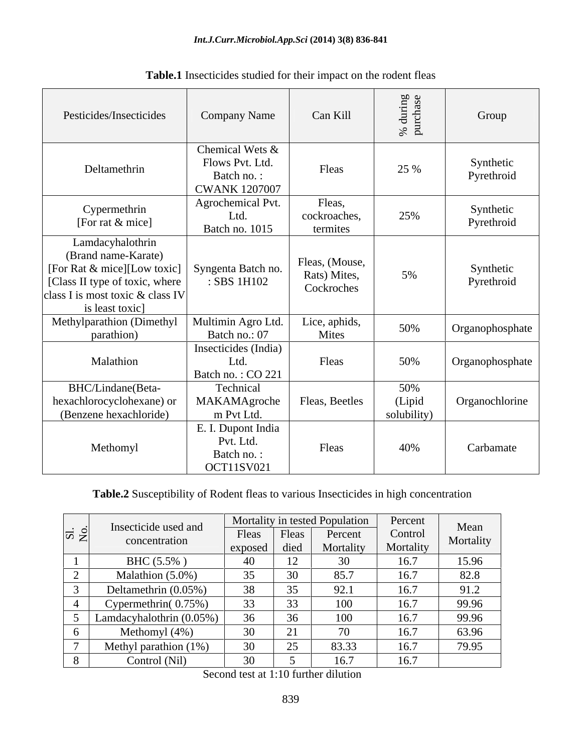**Table.1** Insecticides studied for their impact on the rodent fleas

| Pesticides/Insecticides | Company Name | Can Kill | % during purchase | Group |
|---|---|---|---|---|
| Deltamethrin | Chemical Wets & Flows Pvt. Ltd. Batch no. : CWANK 1207007 | Fleas | 25 % | Synthetic Pyrethroid |
| Cypermethrin [For rat & mice] | Agrochemical Pvt. Ltd. Batch no. 1015 | Fleas, cockroaches, termites | 25% | Synthetic Pyrethroid |
| Lamdacyhalothrin (Brand name-Karate) [For Rat & mice][Low toxic] [Class II type of toxic, where class I is most toxic & class IV is least toxic] | Syngenta Batch no. : SBS 1H102 | Fleas, (Mouse, Rats) Mites, Cockroches | 5% | Synthetic Pyrethroid |
| Methylparathion (Dimethyl parathion) | Multimin Agro Ltd. Batch no.: 07 | Lice, aphids, Mites | 50% | Organophosphate |
| Malathion | Insecticides (India) Ltd. Batch no. : CO 221 | Fleas | 50% | Organophosphate |
| BHC/Lindane(Beta-hexachlorocyclohexane) or (Benzene hexachloride) | Technical MAKAMAgroche m Pvt Ltd. | Fleas, Beetles | 50% (Lipid solubility) | Organochlorine |
| Methomyl | E. I. Dupont India Pvt. Ltd. Batch no. : OCT11SV021 | Fleas | 40% | Carbamate |

**Table.2** Susceptibility of Rodent fleas to various Insecticides in high concentration

| Sl. No. | Insecticide used and concentration | Mortality in tested Population | | | Percent Control Mortality | Mean Mortality |
|---|---|---|---|---|---|---|
| | | Fleas exposed | Fleas died | Percent Mortality | | |
| 1 | BHC (5.5% ) | 40 | 12 | 30 | 16.7 | 15.96 |
| 2 | Malathion (5.0%) | 35 | 30 | 85.7 | 16.7 | 82.8 |
| 3 | Deltamethrin (0.05%) | 38 | 35 | 92.1 | 16.7 | 91.2 |
| 4 | Cypermethrin( 0.75%) | 33 | 33 | 100 | 16.7 | 99.96 |
| 5 | Lamdacyhalothrin (0.05%) | 36 | 36 | 100 | 16.7 | 99.96 |
| 6 | Methomyl (4%) | 30 | 21 | 70 | 16.7 | 63.96 |
| 7 | Methyl parathion (1%) | 30 | 25 | 83.33 | 16.7 | 79.95 |
| 8 | Control (Nil) | 30 | 5 | 16.7 | 16.7 | |

Second test at 1:10 further dilution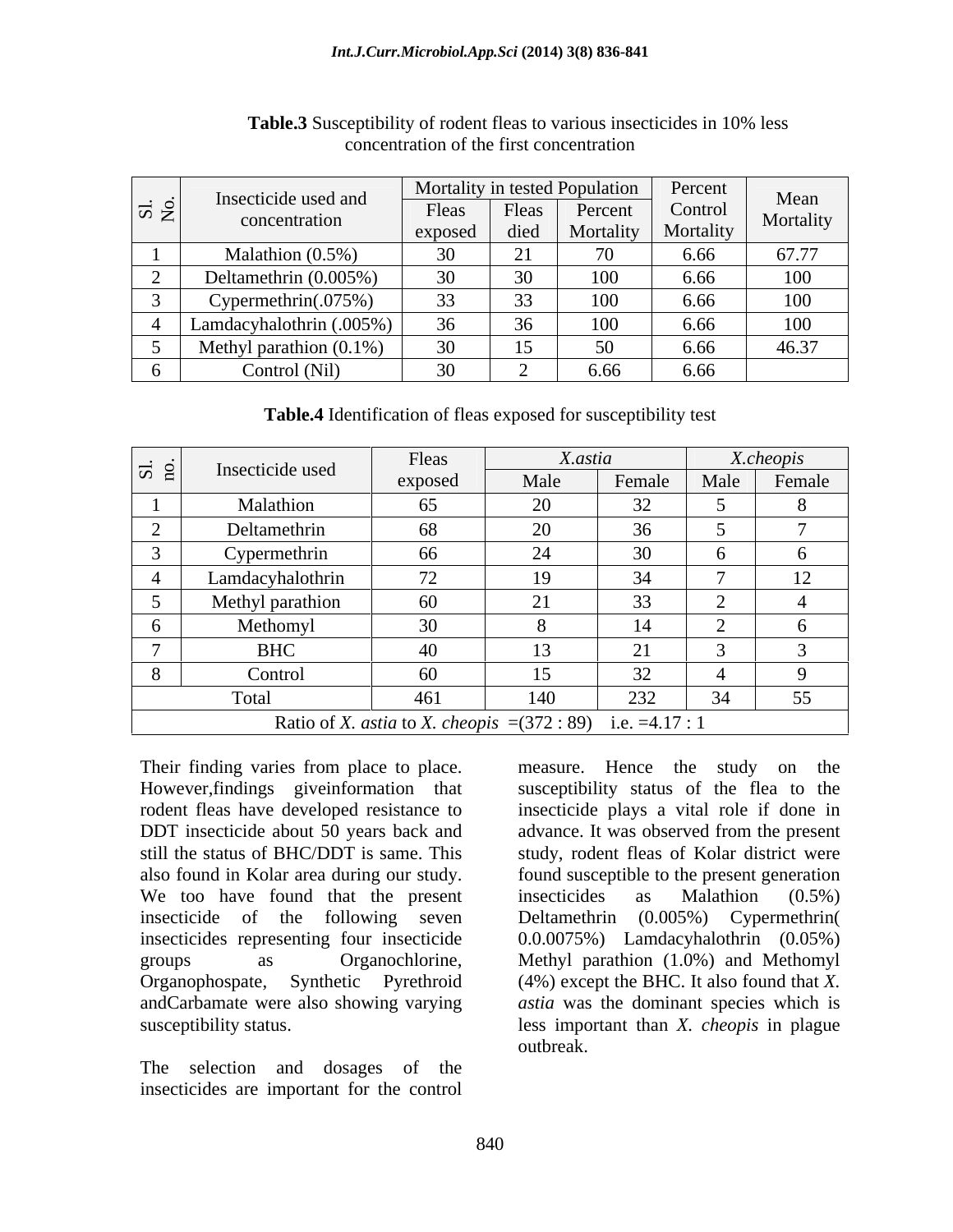**Table.3** Susceptibility of rodent fleas to various insecticides in 10% less concentration of the first concentration

| Sl. No. | Insecticide used and concentration | Mortality in tested Population | | | Percent Control Mortality | Mean Mortality |
|---|---|---|---|---|---|---|
| | | Fleas exposed | Fleas died | Percent Mortality | | |
| 1 | Malathion (0.5%) | 30 | 21 | 70 | 6.66 | 67.77 |
| 2 | Deltamethrin (0.005%) | 30 | 30 | 100 | 6.66 | 100 |
| 3 | Cypermethrin(.075%) | 33 | 33 | 100 | 6.66 | 100 |
| 4 | Lamdacyhalothrin (.005%) | 36 | 36 | 100 | 6.66 | 100 |
| 5 | Methyl parathion (0.1%) | 30 | 15 | 50 | 6.66 | 46.37 |
| 6 | Control (Nil) | 30 | 2 | 6.66 | 6.66 | |

**Table.4** Identification of fleas exposed for susceptibility test

| Sl. no. | Insecticide used | Fleas exposed | *X.astia* | | *X.cheopis* | |
|---|---|---|---|---|---|---|
| | | | Male | Female | Male | Female |
| 1 | Malathion | 65 | 20 | 32 | 5 | 8 |
| 2 | Deltamethrin | 68 | 20 | 36 | 5 | 7 |
| 3 | Cypermethrin | 66 | 24 | 30 | 6 | 6 |
| 4 | Lamdacyhalothrin | 72 | 19 | 34 | 7 | 12 |
| 5 | Methyl parathion | 60 | 21 | 33 | 2 | 4 |
| 6 | Methomyl | 30 | 8 | 14 | 2 | 6 |
| 7 | BHC | 40 | 13 | 21 | 3 | 3 |
| 8 | Control | 60 | 15 | 32 | 4 | 9 |
| Total | | 461 | 140 | 232 | 34 | 55 |
| Ratio of *X. astia* to *X. cheopis* =(372 : 89) i.e. =4.17 : 1 | | | | | | |

Their finding varies from place to place. However,findings giveinformation that rodent fleas have developed resistance to DDT insecticide about 50 years back and still the status of BHC/DDT is same. This also found in Kolar area during our study. We too have found that the present insecticide of the following seven insecticides representing four insecticide groups as Organochlorine, Organophospate, Synthetic Pyrethroid andCarbamate were also showing varying susceptibility status.

The selection and dosages of the insecticides are important for the control measure. Hence the study on the susceptibility status of the flea to the insecticide plays a vital role if done in advance. It was observed from the present study, rodent fleas of Kolar district were found susceptible to the present generation insecticides as Malathion (0.5%) Deltamethrin (0.005%) Cypermethrin( 0.0.0075%) Lamdacyhalothrin (0.05%) Methyl parathion (1.0%) and Methomyl (4%) except the BHC. It also found that *X. astia* was the dominant species which is less important than *X. cheopis* in plague outbreak.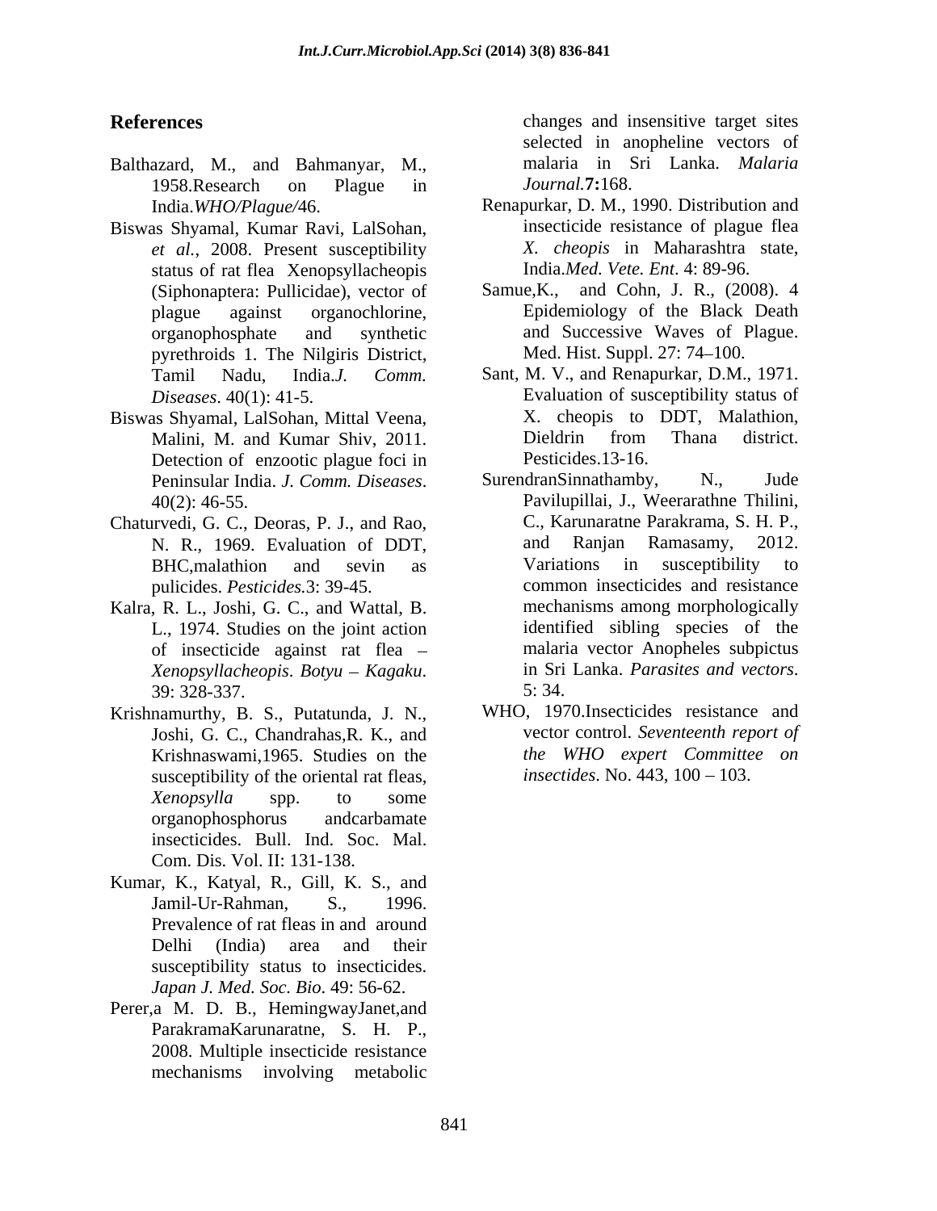## References

Balthazard, M., and Bahmanyar, M., 1958.Research on Plague in India.*WHO/Plague/*46.

Biswas Shyamal, Kumar Ravi, LalSohan, *et al.*, 2008. Present susceptibility status of rat flea Xenopsyllacheopis (Siphonaptera: Pullicidae), vector of plague against organochlorine, organophosphate and synthetic pyrethroids 1. The Nilgiris District, Tamil Nadu, India.*J. Comm. Diseases*. 40(1): 41-5.

Biswas Shyamal, LalSohan, Mittal Veena, Malini, M. and Kumar Shiv, 2011. Detection of enzootic plague foci in Peninsular India. *J. Comm. Diseases*. 40(2): 46-55.

Chaturvedi, G. C., Deoras, P. J., and Rao, N. R., 1969. Evaluation of DDT, BHC,malathion and sevin as pulicides. *Pesticides.*3: 39-45.

Kalra, R. L., Joshi, G. C., and Wattal, B. L., 1974. Studies on the joint action of insecticide against rat flea – *Xenopsyllacheopis*. *Botyu – Kagaku*. 39: 328-337.

Krishnamurthy, B. S., Putatunda, J. N., Joshi, G. C., Chandrahas,R. K., and Krishnaswami,1965. Studies on the susceptibility of the oriental rat fleas, *Xenopsylla* spp. to some organophosphorus andcarbamate insecticides. Bull. Ind. Soc. Mal. Com. Dis. Vol. II: 131-138.

Kumar, K., Katyal, R., Gill, K. S., and Jamil-Ur-Rahman, S., 1996. Prevalence of rat fleas in and around Delhi (India) area and their susceptibility status to insecticides. *Japan J. Med. Soc. Bio*. 49: 56-62.

Perer,a M. D. B., HemingwayJanet,and ParakramaKarunaratne, S. H. P., 2008. Multiple insecticide resistance mechanisms involving metabolic changes and insensitive target sites selected in anopheline vectors of malaria in Sri Lanka. *Malaria Journal.***7:**168.

Renapurkar, D. M., 1990. Distribution and insecticide resistance of plague flea *X. cheopis* in Maharashtra state, India.*Med. Vete. Ent*. 4: 89-96.

Samue,K., and Cohn, J. R., (2008). 4 Epidemiology of the Black Death and Successive Waves of Plague. Med. Hist. Suppl. 27: 74–100.

Sant, M. V., and Renapurkar, D.M., 1971. Evaluation of susceptibility status of X. cheopis to DDT, Malathion, Dieldrin from Thana district. Pesticides.13-16.

SurendranSinnathamby, N., Jude Pavilupillai, J., Weerarathne Thilini, C., Karunaratne Parakrama, S. H. P., and Ranjan Ramasamy, 2012. Variations in susceptibility to common insecticides and resistance mechanisms among morphologically identified sibling species of the malaria vector Anopheles subpictus in Sri Lanka. *Parasites and vectors*. 5: 34.

WHO, 1970.Insecticides resistance and vector control. *Seventeenth report of the WHO expert Committee on insectides*. No. 443, 100 – 103.